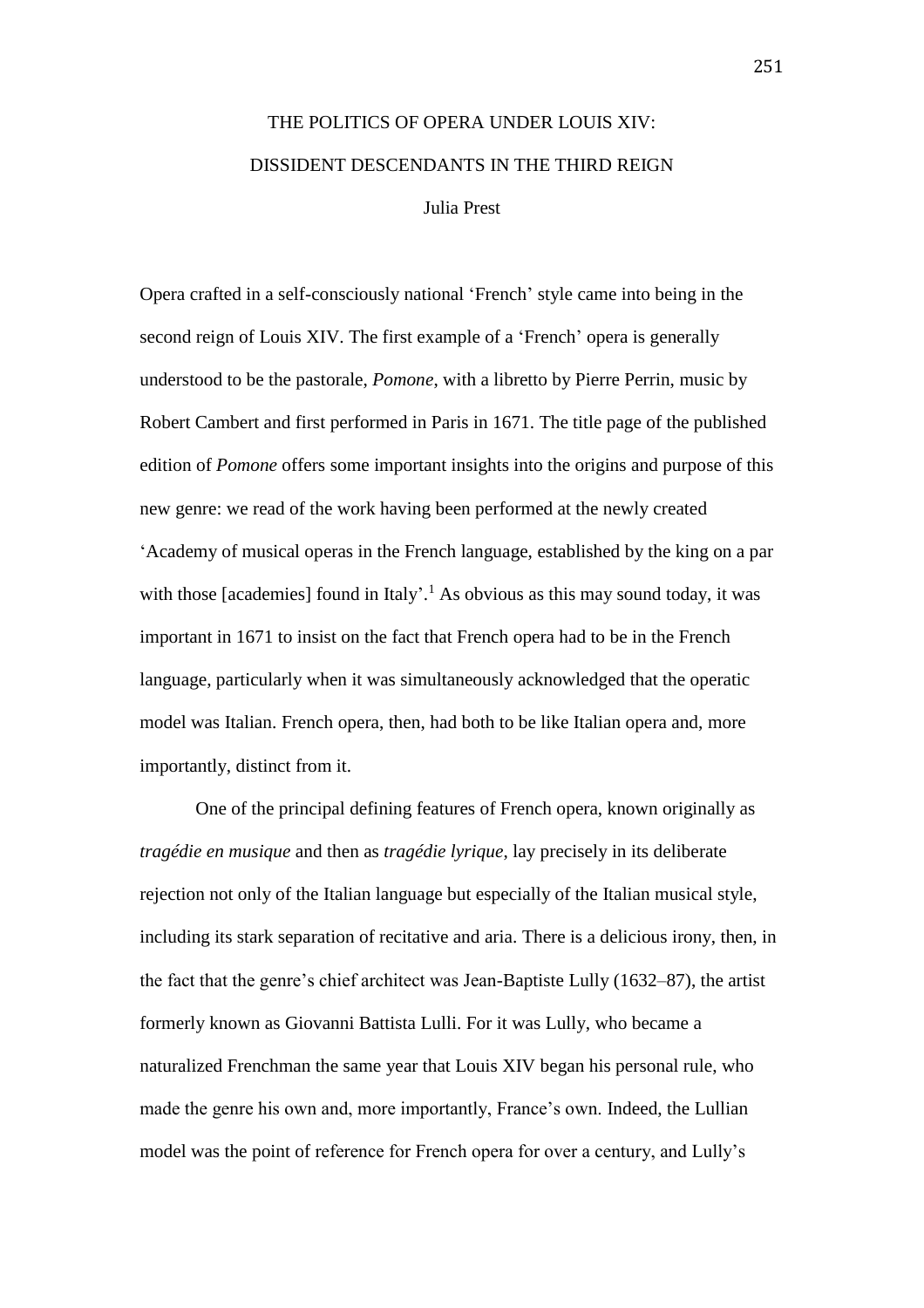# THE POLITICS OF OPERA UNDER LOUIS XIV: DISSIDENT DESCENDANTS IN THE THIRD REIGN

Julia Prest

Opera crafted in a self-consciously national 'French' style came into being in the second reign of Louis XIV. The first example of a 'French' opera is generally understood to be the pastorale, *Pomone*, with a libretto by Pierre Perrin, music by Robert Cambert and first performed in Paris in 1671. The title page of the published edition of *Pomone* offers some important insights into the origins and purpose of this new genre: we read of the work having been performed at the newly created 'Academy of musical operas in the French language, established by the king on a par with those [academies] found in Italy'.[1] As obvious as this may sound today, it was important in 1671 to insist on the fact that French opera had to be in the French language, particularly when it was simultaneously acknowledged that the operatic model was Italian. French opera, then, had both to be like Italian opera and, more importantly, distinct from it.

One of the principal defining features of French opera, known originally as *tragédie en musique* and then as *tragédie lyrique*, lay precisely in its deliberate rejection not only of the Italian language but especially of the Italian musical style, including its stark separation of recitative and aria. There is a delicious irony, then, in the fact that the genre's chief architect was Jean-Baptiste Lully (1632–87), the artist formerly known as Giovanni Battista Lulli. For it was Lully, who became a naturalized Frenchman the same year that Louis XIV began his personal rule, who made the genre his own and, more importantly, France's own. Indeed, the Lullian model was the point of reference for French opera for over a century, and Lully's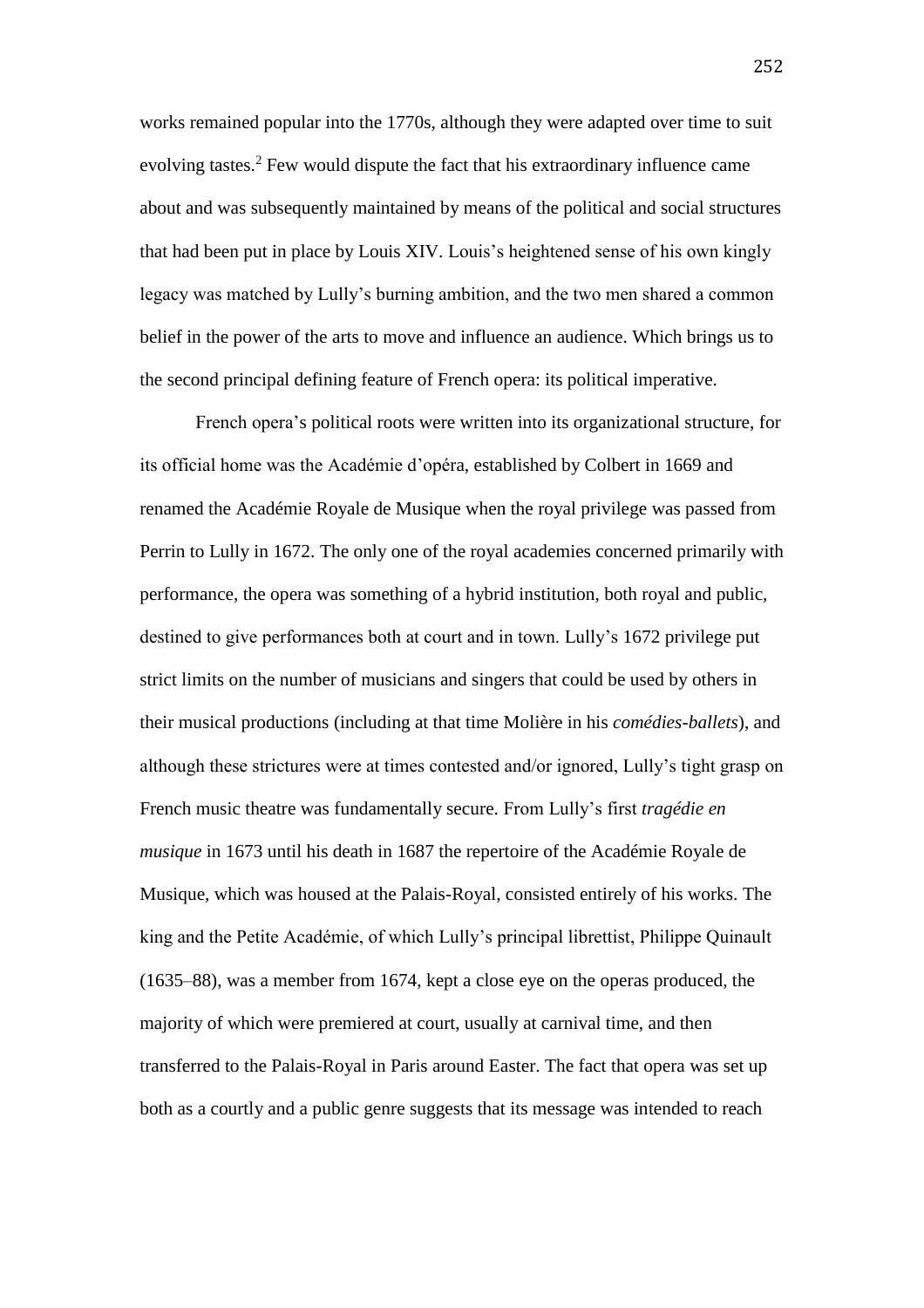works remained popular into the 1770s, although they were adapted over time to suit evolving tastes.[2] Few would dispute the fact that his extraordinary influence came about and was subsequently maintained by means of the political and social structures that had been put in place by Louis XIV. Louis's heightened sense of his own kingly legacy was matched by Lully's burning ambition, and the two men shared a common belief in the power of the arts to move and influence an audience. Which brings us to the second principal defining feature of French opera: its political imperative.

French opera's political roots were written into its organizational structure, for its official home was the Académie d'opéra, established by Colbert in 1669 and renamed the Académie Royale de Musique when the royal privilege was passed from Perrin to Lully in 1672. The only one of the royal academies concerned primarily with performance, the opera was something of a hybrid institution, both royal and public, destined to give performances both at court and in town. Lully's 1672 privilege put strict limits on the number of musicians and singers that could be used by others in their musical productions (including at that time Molière in his *comédies-ballets*), and although these strictures were at times contested and/or ignored, Lully's tight grasp on French music theatre was fundamentally secure. From Lully's first *tragédie en musique* in 1673 until his death in 1687 the repertoire of the Académie Royale de Musique, which was housed at the Palais-Royal, consisted entirely of his works. The king and the Petite Académie, of which Lully's principal librettist, Philippe Quinault (1635–88), was a member from 1674, kept a close eye on the operas produced, the majority of which were premiered at court, usually at carnival time, and then transferred to the Palais-Royal in Paris around Easter. The fact that opera was set up both as a courtly and a public genre suggests that its message was intended to reach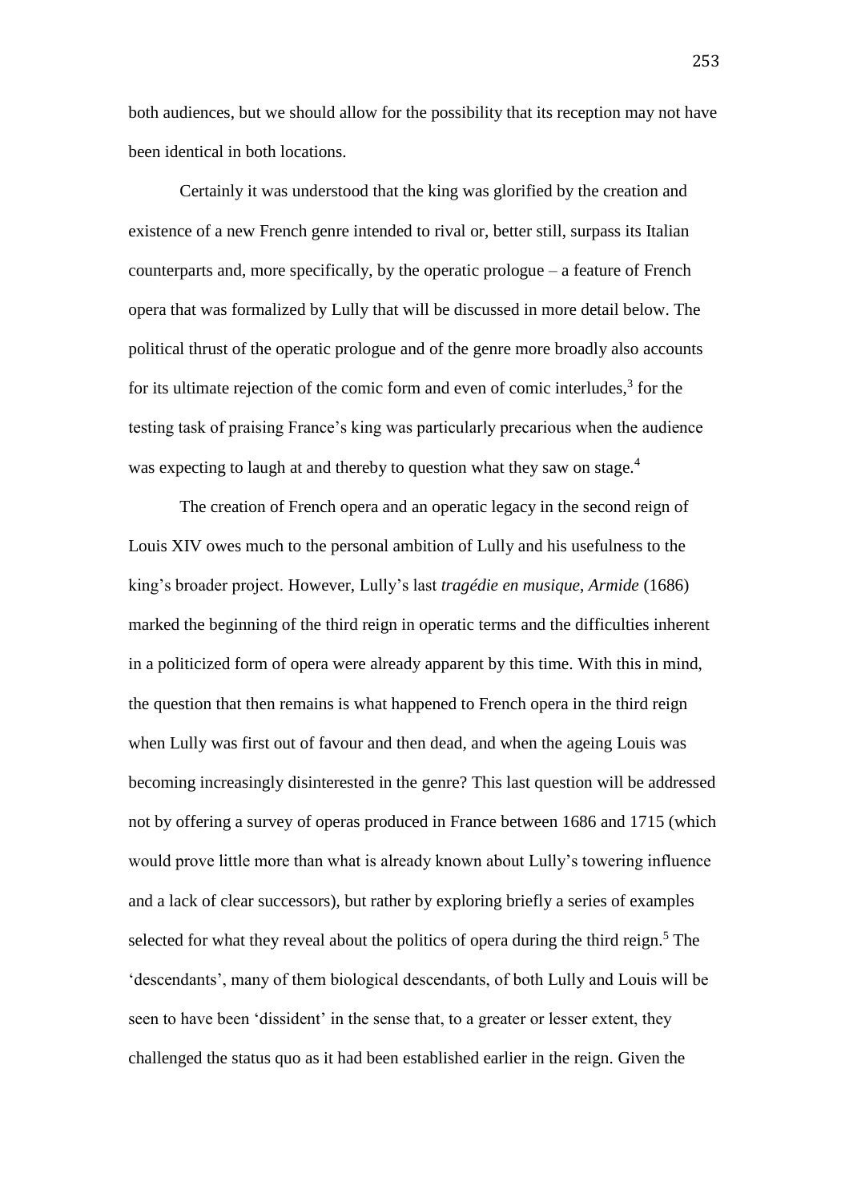both audiences, but we should allow for the possibility that its reception may not have been identical in both locations.

Certainly it was understood that the king was glorified by the creation and existence of a new French genre intended to rival or, better still, surpass its Italian counterparts and, more specifically, by the operatic prologue – a feature of French opera that was formalized by Lully that will be discussed in more detail below. The political thrust of the operatic prologue and of the genre more broadly also accounts for its ultimate rejection of the comic form and even of comic interludes,[3] for the testing task of praising France's king was particularly precarious when the audience was expecting to laugh at and thereby to question what they saw on stage.[4]

The creation of French opera and an operatic legacy in the second reign of Louis XIV owes much to the personal ambition of Lully and his usefulness to the king's broader project. However, Lully's last *tragédie en musique*, *Armide* (1686) marked the beginning of the third reign in operatic terms and the difficulties inherent in a politicized form of opera were already apparent by this time. With this in mind, the question that then remains is what happened to French opera in the third reign when Lully was first out of favour and then dead, and when the ageing Louis was becoming increasingly disinterested in the genre? This last question will be addressed not by offering a survey of operas produced in France between 1686 and 1715 (which would prove little more than what is already known about Lully's towering influence and a lack of clear successors), but rather by exploring briefly a series of examples selected for what they reveal about the politics of opera during the third reign.[5] The 'descendants', many of them biological descendants, of both Lully and Louis will be seen to have been 'dissident' in the sense that, to a greater or lesser extent, they challenged the status quo as it had been established earlier in the reign. Given the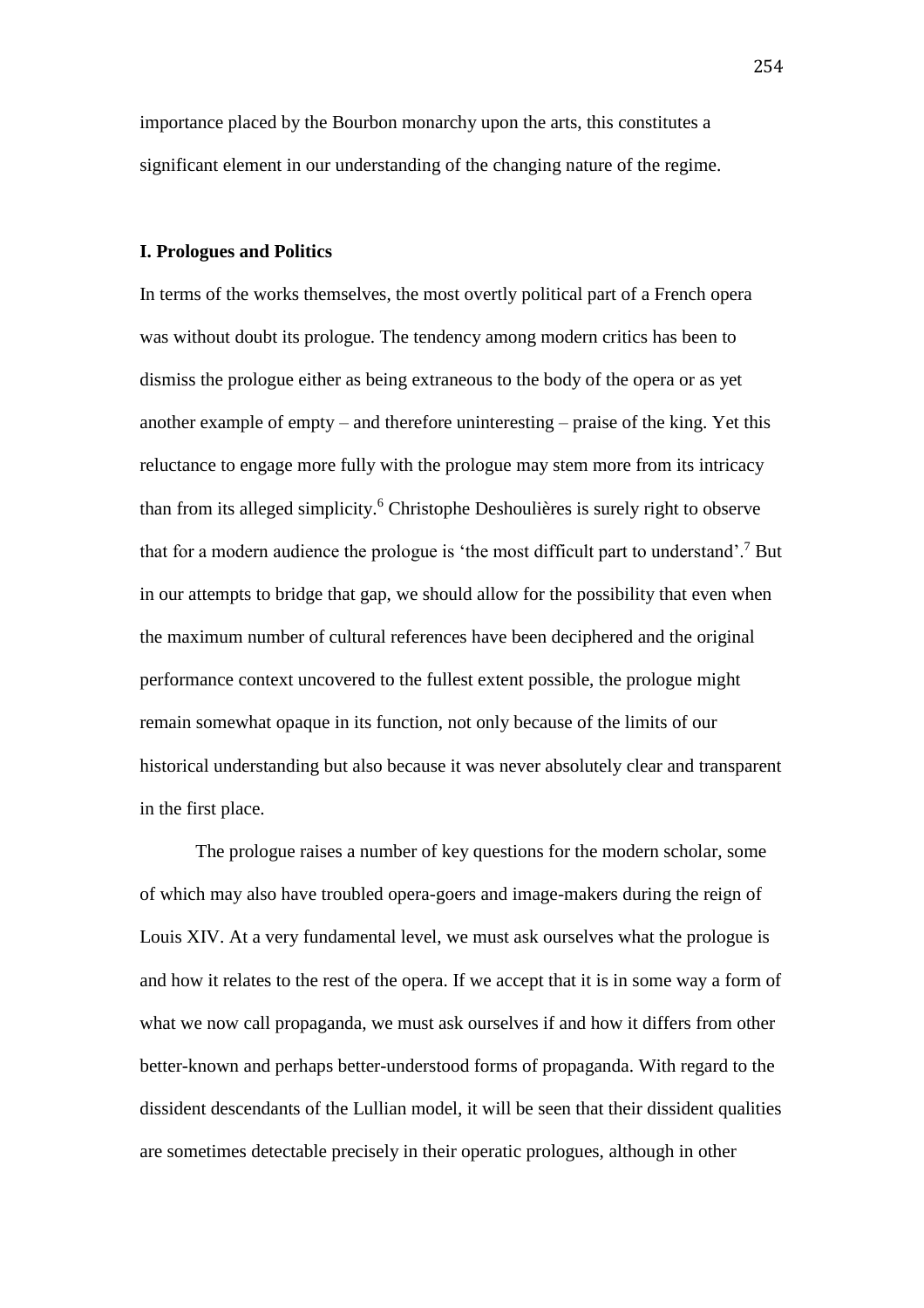importance placed by the Bourbon monarchy upon the arts, this constitutes a significant element in our understanding of the changing nature of the regime.

**I. Prologues and Politics**

In terms of the works themselves, the most overtly political part of a French opera was without doubt its prologue. The tendency among modern critics has been to dismiss the prologue either as being extraneous to the body of the opera or as yet another example of empty – and therefore uninteresting – praise of the king. Yet this reluctance to engage more fully with the prologue may stem more from its intricacy than from its alleged simplicity.[6] Christophe Deshoulières is surely right to observe that for a modern audience the prologue is 'the most difficult part to understand'.[7] But in our attempts to bridge that gap, we should allow for the possibility that even when the maximum number of cultural references have been deciphered and the original performance context uncovered to the fullest extent possible, the prologue might remain somewhat opaque in its function, not only because of the limits of our historical understanding but also because it was never absolutely clear and transparent in the first place.

The prologue raises a number of key questions for the modern scholar, some of which may also have troubled opera-goers and image-makers during the reign of Louis XIV. At a very fundamental level, we must ask ourselves what the prologue is and how it relates to the rest of the opera. If we accept that it is in some way a form of what we now call propaganda, we must ask ourselves if and how it differs from other better-known and perhaps better-understood forms of propaganda. With regard to the dissident descendants of the Lullian model, it will be seen that their dissident qualities are sometimes detectable precisely in their operatic prologues, although in other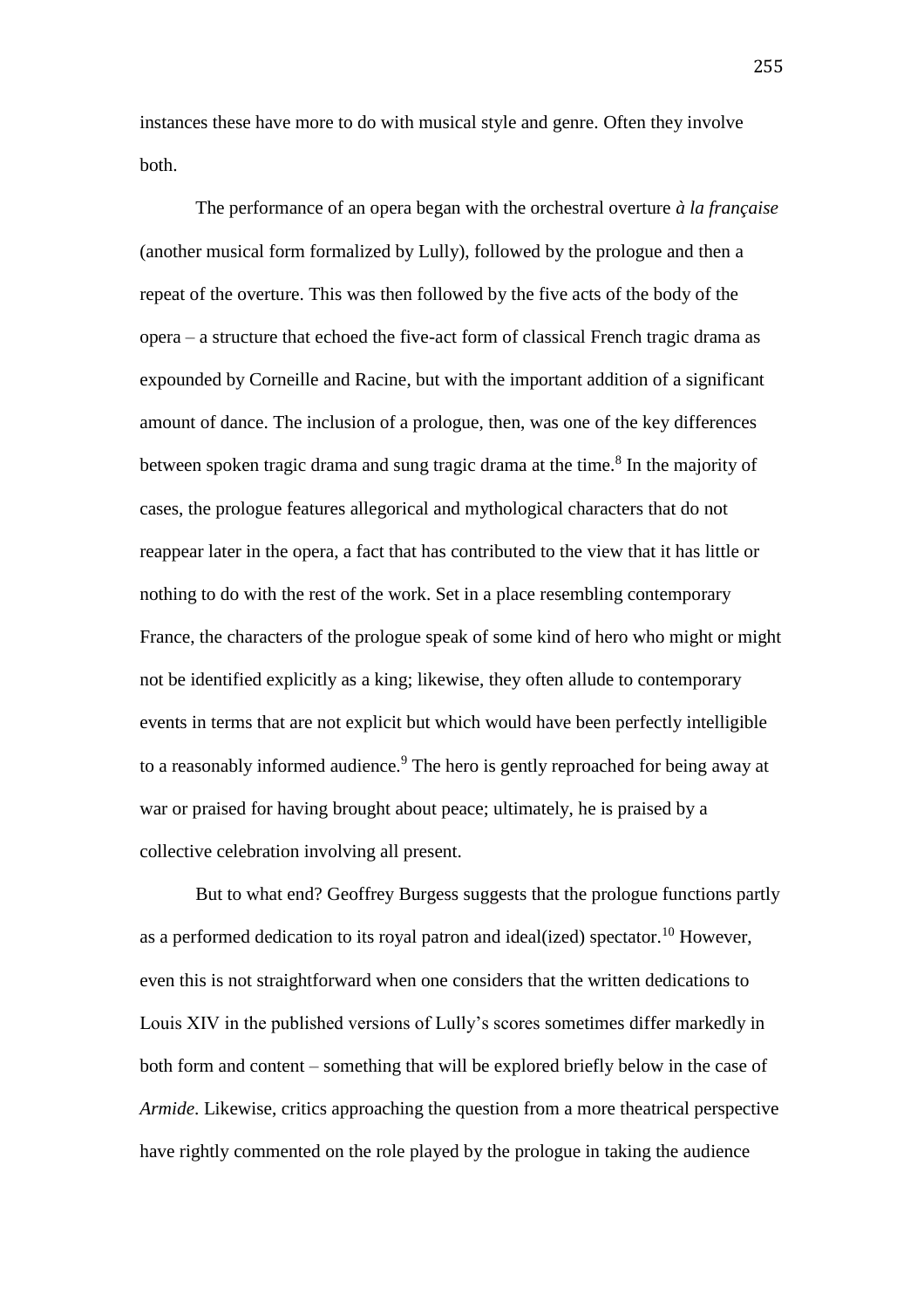instances these have more to do with musical style and genre. Often they involve both.

The performance of an opera began with the orchestral overture *à la française* (another musical form formalized by Lully), followed by the prologue and then a repeat of the overture. This was then followed by the five acts of the body of the opera – a structure that echoed the five-act form of classical French tragic drama as expounded by Corneille and Racine, but with the important addition of a significant amount of dance. The inclusion of a prologue, then, was one of the key differences between spoken tragic drama and sung tragic drama at the time.[8] In the majority of cases, the prologue features allegorical and mythological characters that do not reappear later in the opera, a fact that has contributed to the view that it has little or nothing to do with the rest of the work. Set in a place resembling contemporary France, the characters of the prologue speak of some kind of hero who might or might not be identified explicitly as a king; likewise, they often allude to contemporary events in terms that are not explicit but which would have been perfectly intelligible to a reasonably informed audience.[9] The hero is gently reproached for being away at war or praised for having brought about peace; ultimately, he is praised by a collective celebration involving all present.

But to what end? Geoffrey Burgess suggests that the prologue functions partly as a performed dedication to its royal patron and ideal(ized) spectator.[10] However, even this is not straightforward when one considers that the written dedications to Louis XIV in the published versions of Lully's scores sometimes differ markedly in both form and content – something that will be explored briefly below in the case of *Armide*. Likewise, critics approaching the question from a more theatrical perspective have rightly commented on the role played by the prologue in taking the audience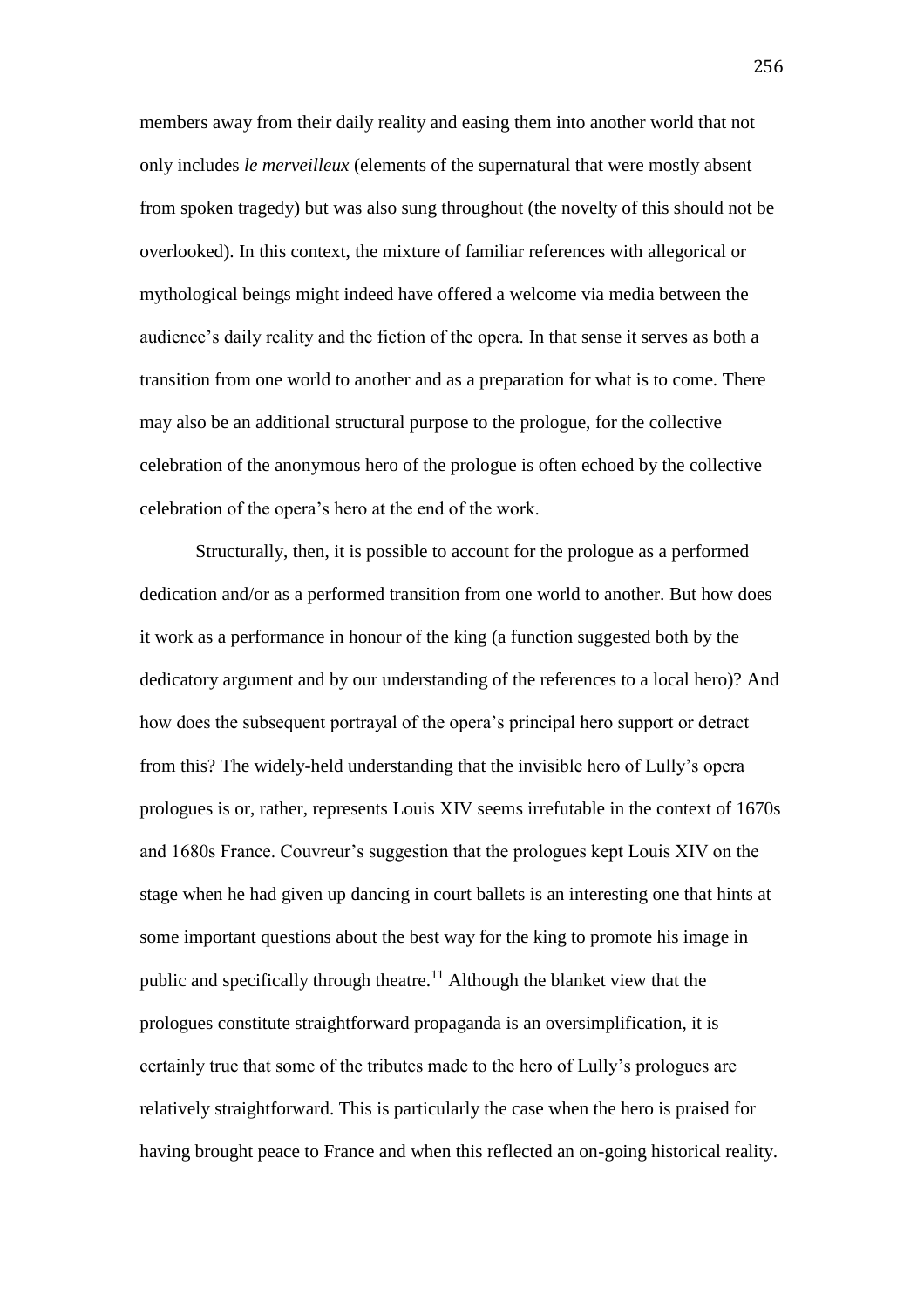members away from their daily reality and easing them into another world that not only includes *le merveilleux* (elements of the supernatural that were mostly absent from spoken tragedy) but was also sung throughout (the novelty of this should not be overlooked). In this context, the mixture of familiar references with allegorical or mythological beings might indeed have offered a welcome via media between the audience's daily reality and the fiction of the opera. In that sense it serves as both a transition from one world to another and as a preparation for what is to come. There may also be an additional structural purpose to the prologue, for the collective celebration of the anonymous hero of the prologue is often echoed by the collective celebration of the opera's hero at the end of the work.

Structurally, then, it is possible to account for the prologue as a performed dedication and/or as a performed transition from one world to another. But how does it work as a performance in honour of the king (a function suggested both by the dedicatory argument and by our understanding of the references to a local hero)? And how does the subsequent portrayal of the opera's principal hero support or detract from this? The widely-held understanding that the invisible hero of Lully's opera prologues is or, rather, represents Louis XIV seems irrefutable in the context of 1670s and 1680s France. Couvreur's suggestion that the prologues kept Louis XIV on the stage when he had given up dancing in court ballets is an interesting one that hints at some important questions about the best way for the king to promote his image in public and specifically through theatre.[11] Although the blanket view that the prologues constitute straightforward propaganda is an oversimplification, it is certainly true that some of the tributes made to the hero of Lully's prologues are relatively straightforward. This is particularly the case when the hero is praised for having brought peace to France and when this reflected an on-going historical reality.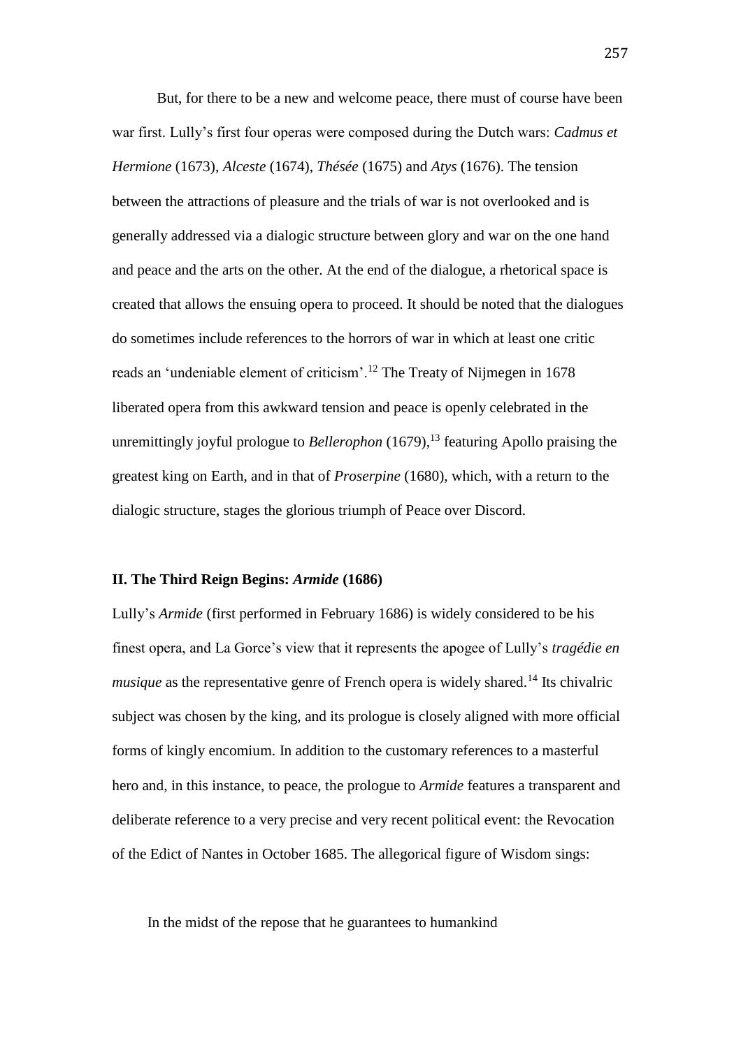But, for there to be a new and welcome peace, there must of course have been war first. Lully's first four operas were composed during the Dutch wars: *Cadmus et Hermione* (1673), *Alceste* (1674), *Thésée* (1675) and *Atys* (1676). The tension between the attractions of pleasure and the trials of war is not overlooked and is generally addressed via a dialogic structure between glory and war on the one hand and peace and the arts on the other. At the end of the dialogue, a rhetorical space is created that allows the ensuing opera to proceed. It should be noted that the dialogues do sometimes include references to the horrors of war in which at least one critic reads an 'undeniable element of criticism'.[12] The Treaty of Nijmegen in 1678 liberated opera from this awkward tension and peace is openly celebrated in the unremittingly joyful prologue to *Bellerophon* (1679),[13] featuring Apollo praising the greatest king on Earth, and in that of *Proserpine* (1680), which, with a return to the dialogic structure, stages the glorious triumph of Peace over Discord.

## II. The Third Reign Begins: *Armide* (1686)

Lully's *Armide* (first performed in February 1686) is widely considered to be his finest opera, and La Gorce's view that it represents the apogee of Lully's *tragédie en musique* as the representative genre of French opera is widely shared.[14] Its chivalric subject was chosen by the king, and its prologue is closely aligned with more official forms of kingly encomium. In addition to the customary references to a masterful hero and, in this instance, to peace, the prologue to *Armide* features a transparent and deliberate reference to a very precise and very recent political event: the Revocation of the Edict of Nantes in October 1685. The allegorical figure of Wisdom sings:

In the midst of the repose that he guarantees to humankind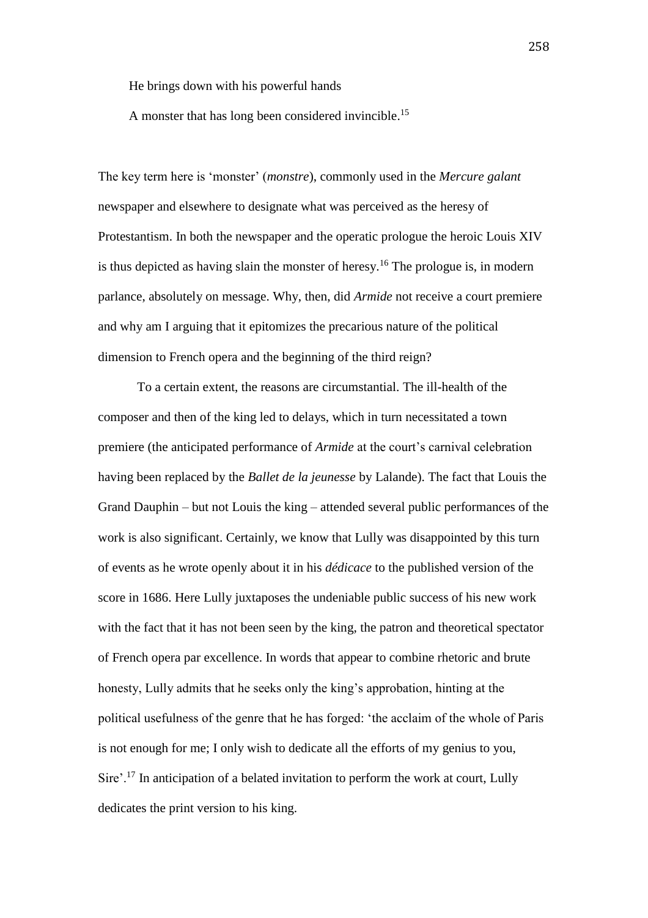He brings down with his powerful hands

A monster that has long been considered invincible.[15]

The key term here is 'monster' (*monstre*), commonly used in the *Mercure galant* newspaper and elsewhere to designate what was perceived as the heresy of Protestantism. In both the newspaper and the operatic prologue the heroic Louis XIV is thus depicted as having slain the monster of heresy.[16] The prologue is, in modern parlance, absolutely on message. Why, then, did *Armide* not receive a court premiere and why am I arguing that it epitomizes the precarious nature of the political dimension to French opera and the beginning of the third reign?

To a certain extent, the reasons are circumstantial. The ill-health of the composer and then of the king led to delays, which in turn necessitated a town premiere (the anticipated performance of *Armide* at the court's carnival celebration having been replaced by the *Ballet de la jeunesse* by Lalande). The fact that Louis the Grand Dauphin – but not Louis the king – attended several public performances of the work is also significant. Certainly, we know that Lully was disappointed by this turn of events as he wrote openly about it in his *dédicace* to the published version of the score in 1686. Here Lully juxtaposes the undeniable public success of his new work with the fact that it has not been seen by the king, the patron and theoretical spectator of French opera par excellence. In words that appear to combine rhetoric and brute honesty, Lully admits that he seeks only the king's approbation, hinting at the political usefulness of the genre that he has forged: 'the acclaim of the whole of Paris is not enough for me; I only wish to dedicate all the efforts of my genius to you, Sire'.[17] In anticipation of a belated invitation to perform the work at court, Lully dedicates the print version to his king.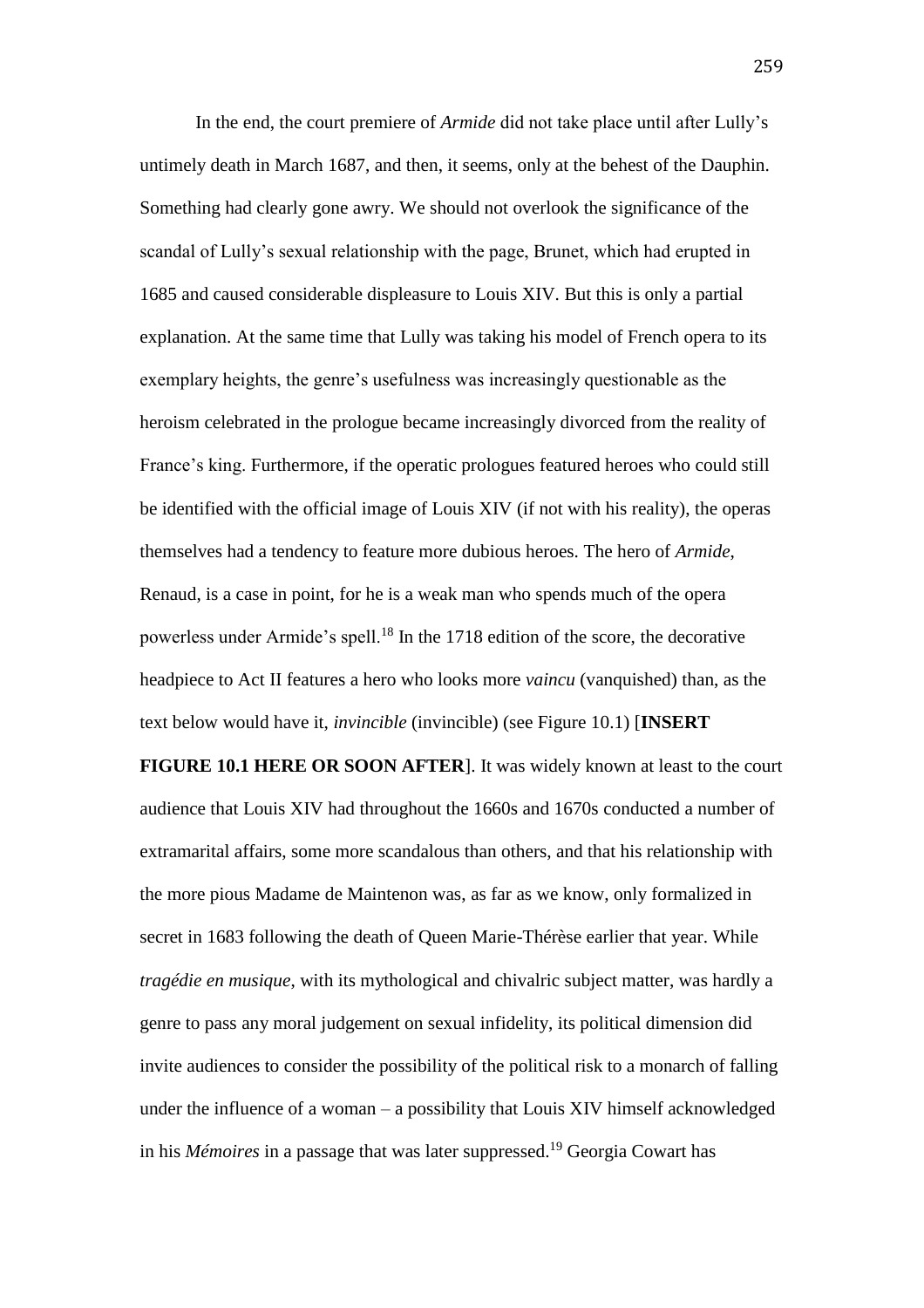In the end, the court premiere of *Armide* did not take place until after Lully's untimely death in March 1687, and then, it seems, only at the behest of the Dauphin. Something had clearly gone awry. We should not overlook the significance of the scandal of Lully's sexual relationship with the page, Brunet, which had erupted in 1685 and caused considerable displeasure to Louis XIV. But this is only a partial explanation. At the same time that Lully was taking his model of French opera to its exemplary heights, the genre's usefulness was increasingly questionable as the heroism celebrated in the prologue became increasingly divorced from the reality of France's king. Furthermore, if the operatic prologues featured heroes who could still be identified with the official image of Louis XIV (if not with his reality), the operas themselves had a tendency to feature more dubious heroes. The hero of *Armide*, Renaud, is a case in point, for he is a weak man who spends much of the opera powerless under Armide's spell.[18] In the 1718 edition of the score, the decorative headpiece to Act II features a hero who looks more *vaincu* (vanquished) than, as the text below would have it, *invincible* (invincible) (see Figure 10.1) [**INSERT FIGURE 10.1 HERE OR SOON AFTER**]. It was widely known at least to the court audience that Louis XIV had throughout the 1660s and 1670s conducted a number of extramarital affairs, some more scandalous than others, and that his relationship with the more pious Madame de Maintenon was, as far as we know, only formalized in secret in 1683 following the death of Queen Marie-Thérèse earlier that year. While *tragédie en musique*, with its mythological and chivalric subject matter, was hardly a genre to pass any moral judgement on sexual infidelity, its political dimension did invite audiences to consider the possibility of the political risk to a monarch of falling under the influence of a woman – a possibility that Louis XIV himself acknowledged in his *Mémoires* in a passage that was later suppressed.[19] Georgia Cowart has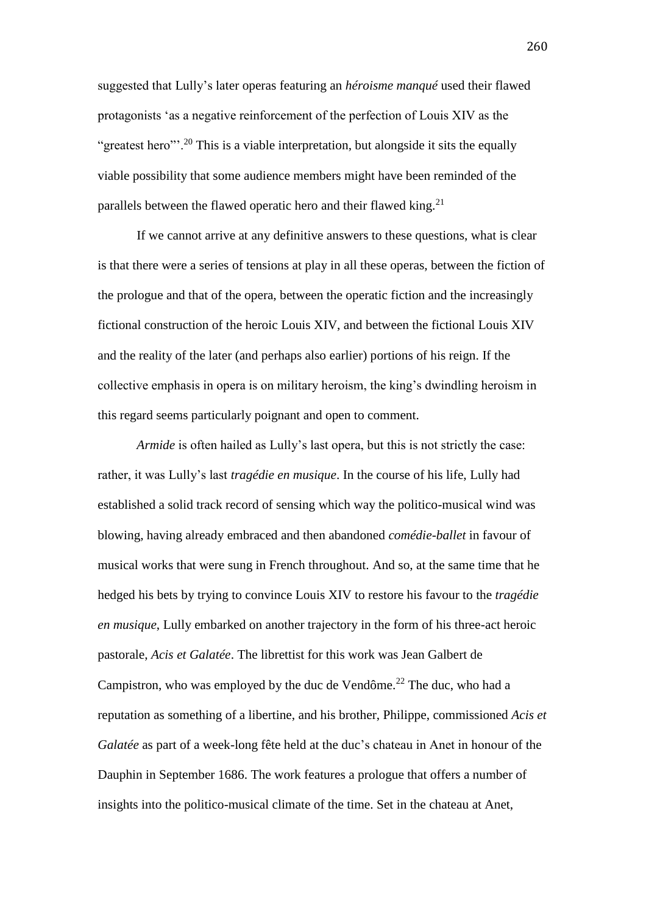suggested that Lully's later operas featuring an *héroisme manqué* used their flawed protagonists 'as a negative reinforcement of the perfection of Louis XIV as the "greatest hero"'.[20] This is a viable interpretation, but alongside it sits the equally viable possibility that some audience members might have been reminded of the parallels between the flawed operatic hero and their flawed king.[21]

If we cannot arrive at any definitive answers to these questions, what is clear is that there were a series of tensions at play in all these operas, between the fiction of the prologue and that of the opera, between the operatic fiction and the increasingly fictional construction of the heroic Louis XIV, and between the fictional Louis XIV and the reality of the later (and perhaps also earlier) portions of his reign. If the collective emphasis in opera is on military heroism, the king's dwindling heroism in this regard seems particularly poignant and open to comment.

*Armide* is often hailed as Lully's last opera, but this is not strictly the case: rather, it was Lully's last *tragédie en musique*. In the course of his life, Lully had established a solid track record of sensing which way the politico-musical wind was blowing, having already embraced and then abandoned *comédie-ballet* in favour of musical works that were sung in French throughout. And so, at the same time that he hedged his bets by trying to convince Louis XIV to restore his favour to the *tragédie en musique*, Lully embarked on another trajectory in the form of his three-act heroic pastorale, *Acis et Galatée*. The librettist for this work was Jean Galbert de Campistron, who was employed by the duc de Vendôme.[22] The duc, who had a reputation as something of a libertine, and his brother, Philippe, commissioned *Acis et Galatée* as part of a week-long fête held at the duc's chateau in Anet in honour of the Dauphin in September 1686. The work features a prologue that offers a number of insights into the politico-musical climate of the time. Set in the chateau at Anet,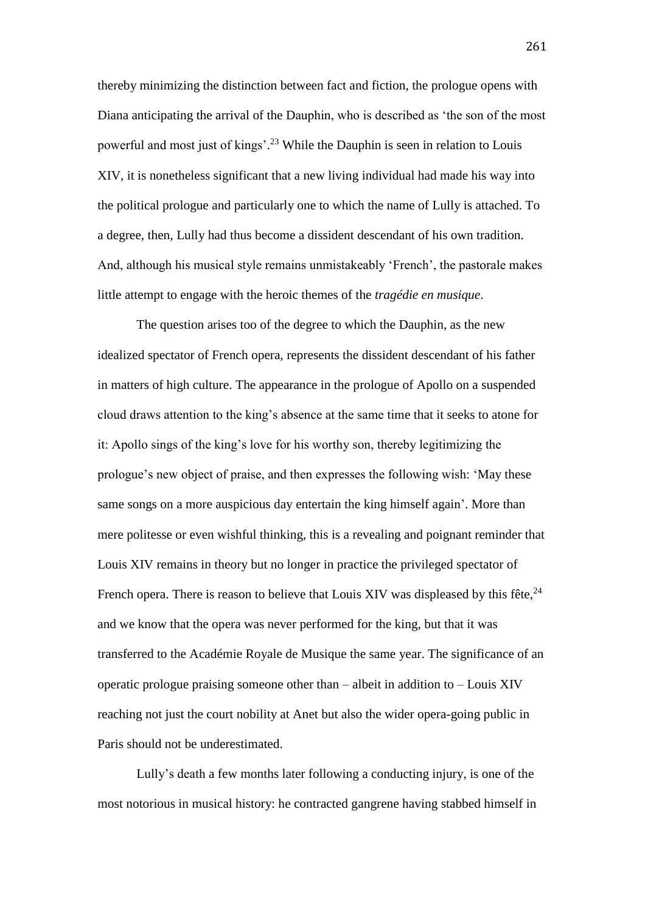thereby minimizing the distinction between fact and fiction, the prologue opens with Diana anticipating the arrival of the Dauphin, who is described as 'the son of the most powerful and most just of kings'.[23] While the Dauphin is seen in relation to Louis XIV, it is nonetheless significant that a new living individual had made his way into the political prologue and particularly one to which the name of Lully is attached. To a degree, then, Lully had thus become a dissident descendant of his own tradition. And, although his musical style remains unmistakeably 'French', the pastorale makes little attempt to engage with the heroic themes of the *tragédie en musique*.

The question arises too of the degree to which the Dauphin, as the new idealized spectator of French opera, represents the dissident descendant of his father in matters of high culture. The appearance in the prologue of Apollo on a suspended cloud draws attention to the king's absence at the same time that it seeks to atone for it: Apollo sings of the king's love for his worthy son, thereby legitimizing the prologue's new object of praise, and then expresses the following wish: 'May these same songs on a more auspicious day entertain the king himself again'. More than mere politesse or even wishful thinking, this is a revealing and poignant reminder that Louis XIV remains in theory but no longer in practice the privileged spectator of French opera. There is reason to believe that Louis XIV was displeased by this fête,[24] and we know that the opera was never performed for the king, but that it was transferred to the Académie Royale de Musique the same year. The significance of an operatic prologue praising someone other than – albeit in addition to – Louis XIV reaching not just the court nobility at Anet but also the wider opera-going public in Paris should not be underestimated.

Lully's death a few months later following a conducting injury, is one of the most notorious in musical history: he contracted gangrene having stabbed himself in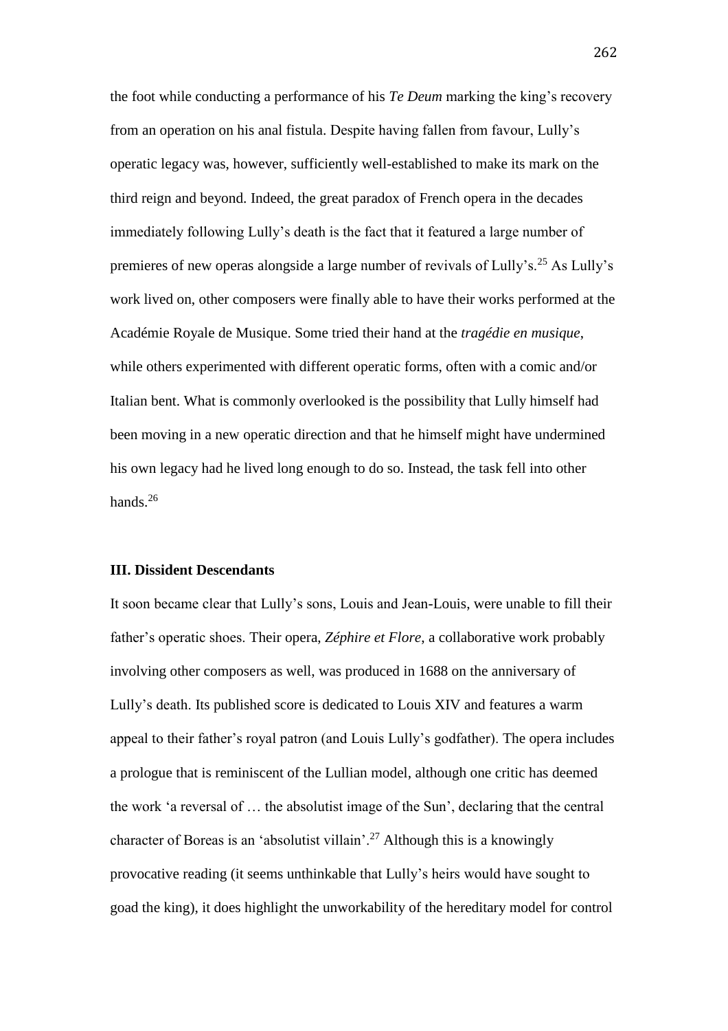the foot while conducting a performance of his *Te Deum* marking the king's recovery from an operation on his anal fistula. Despite having fallen from favour, Lully's operatic legacy was, however, sufficiently well-established to make its mark on the third reign and beyond. Indeed, the great paradox of French opera in the decades immediately following Lully's death is the fact that it featured a large number of premieres of new operas alongside a large number of revivals of Lully's.[25] As Lully's work lived on, other composers were finally able to have their works performed at the Académie Royale de Musique. Some tried their hand at the *tragédie en musique*, while others experimented with different operatic forms, often with a comic and/or Italian bent. What is commonly overlooked is the possibility that Lully himself had been moving in a new operatic direction and that he himself might have undermined his own legacy had he lived long enough to do so. Instead, the task fell into other hands.[26]

### III. Dissident Descendants

It soon became clear that Lully's sons, Louis and Jean-Louis, were unable to fill their father's operatic shoes. Their opera, *Zéphire et Flore*, a collaborative work probably involving other composers as well, was produced in 1688 on the anniversary of Lully's death. Its published score is dedicated to Louis XIV and features a warm appeal to their father's royal patron (and Louis Lully's godfather). The opera includes a prologue that is reminiscent of the Lullian model, although one critic has deemed the work 'a reversal of … the absolutist image of the Sun', declaring that the central character of Boreas is an 'absolutist villain'.[27] Although this is a knowingly provocative reading (it seems unthinkable that Lully's heirs would have sought to goad the king), it does highlight the unworkability of the hereditary model for control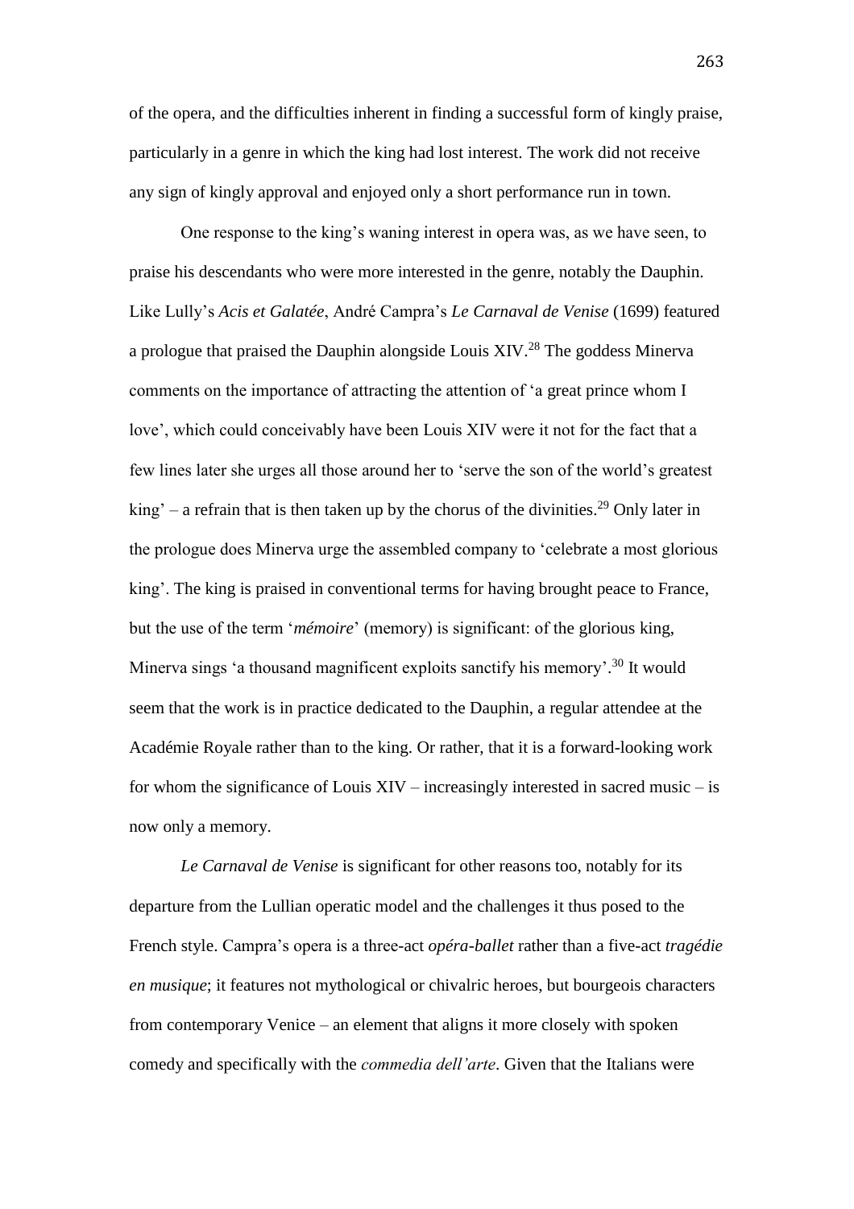of the opera, and the difficulties inherent in finding a successful form of kingly praise, particularly in a genre in which the king had lost interest. The work did not receive any sign of kingly approval and enjoyed only a short performance run in town.

One response to the king's waning interest in opera was, as we have seen, to praise his descendants who were more interested in the genre, notably the Dauphin. Like Lully's *Acis et Galatée*, André Campra's *Le Carnaval de Venise* (1699) featured a prologue that praised the Dauphin alongside Louis XIV.[28] The goddess Minerva comments on the importance of attracting the attention of 'a great prince whom I love', which could conceivably have been Louis XIV were it not for the fact that a few lines later she urges all those around her to 'serve the son of the world's greatest king' – a refrain that is then taken up by the chorus of the divinities.[29] Only later in the prologue does Minerva urge the assembled company to 'celebrate a most glorious king'. The king is praised in conventional terms for having brought peace to France, but the use of the term '*mémoire*' (memory) is significant: of the glorious king, Minerva sings 'a thousand magnificent exploits sanctify his memory'.[30] It would seem that the work is in practice dedicated to the Dauphin, a regular attendee at the Académie Royale rather than to the king. Or rather, that it is a forward-looking work for whom the significance of Louis XIV – increasingly interested in sacred music – is now only a memory.

*Le Carnaval de Venise* is significant for other reasons too, notably for its departure from the Lullian operatic model and the challenges it thus posed to the French style. Campra's opera is a three-act *opéra-ballet* rather than a five-act *tragédie en musique*; it features not mythological or chivalric heroes, but bourgeois characters from contemporary Venice – an element that aligns it more closely with spoken comedy and specifically with the *commedia dell'arte*. Given that the Italians were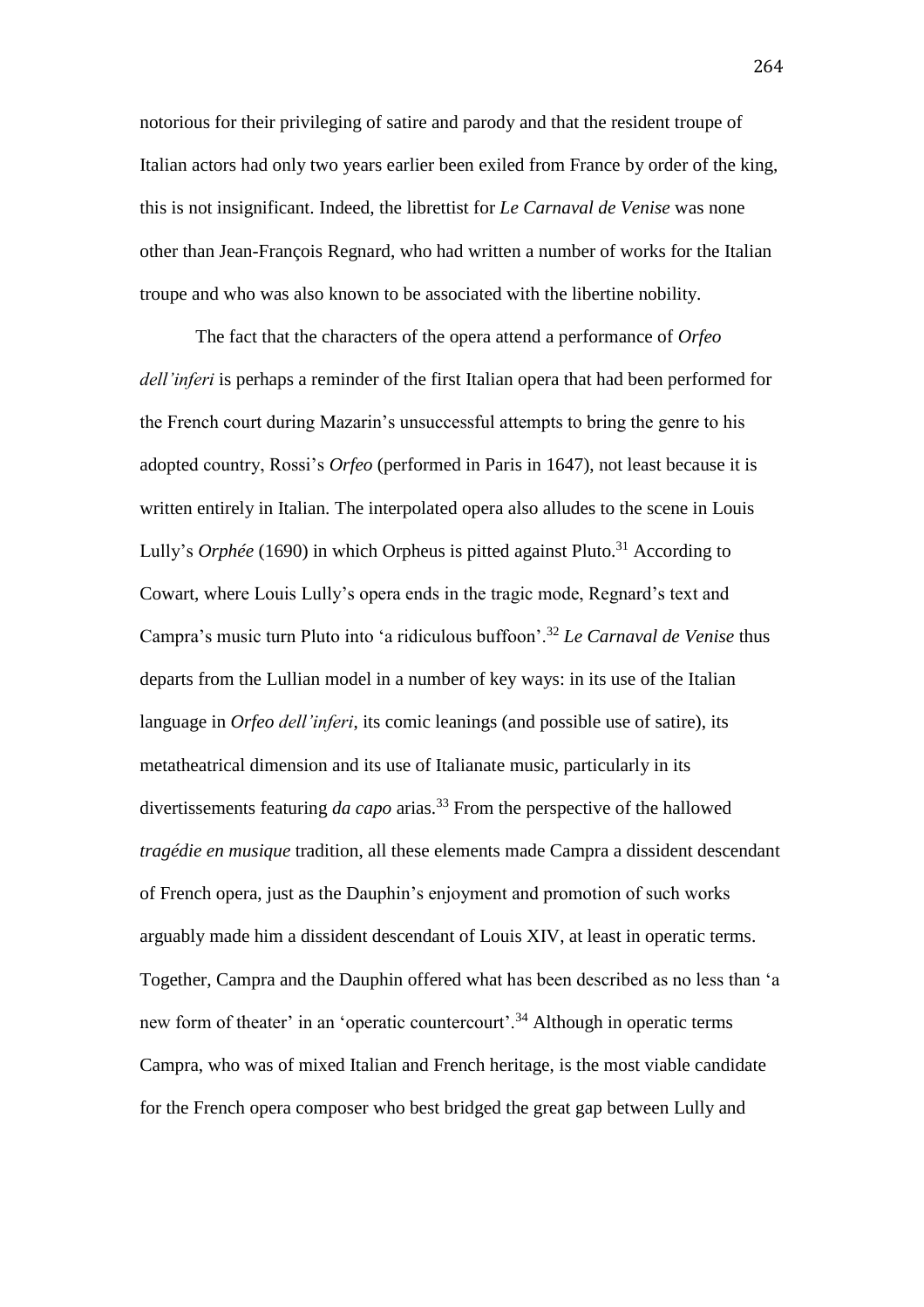notorious for their privileging of satire and parody and that the resident troupe of Italian actors had only two years earlier been exiled from France by order of the king, this is not insignificant. Indeed, the librettist for *Le Carnaval de Venise* was none other than Jean-François Regnard, who had written a number of works for the Italian troupe and who was also known to be associated with the libertine nobility.

The fact that the characters of the opera attend a performance of *Orfeo dell'inferi* is perhaps a reminder of the first Italian opera that had been performed for the French court during Mazarin's unsuccessful attempts to bring the genre to his adopted country, Rossi's *Orfeo* (performed in Paris in 1647), not least because it is written entirely in Italian. The interpolated opera also alludes to the scene in Louis Lully's *Orphée* (1690) in which Orpheus is pitted against Pluto.[31] According to Cowart, where Louis Lully's opera ends in the tragic mode, Regnard's text and Campra's music turn Pluto into 'a ridiculous buffoon'.[32] *Le Carnaval de Venise* thus departs from the Lullian model in a number of key ways: in its use of the Italian language in *Orfeo dell'inferi*, its comic leanings (and possible use of satire), its metatheatrical dimension and its use of Italianate music, particularly in its divertissements featuring *da capo* arias.[33] From the perspective of the hallowed *tragédie en musique* tradition, all these elements made Campra a dissident descendant of French opera, just as the Dauphin's enjoyment and promotion of such works arguably made him a dissident descendant of Louis XIV, at least in operatic terms. Together, Campra and the Dauphin offered what has been described as no less than 'a new form of theater' in an 'operatic countercourt'.[34] Although in operatic terms Campra, who was of mixed Italian and French heritage, is the most viable candidate for the French opera composer who best bridged the great gap between Lully and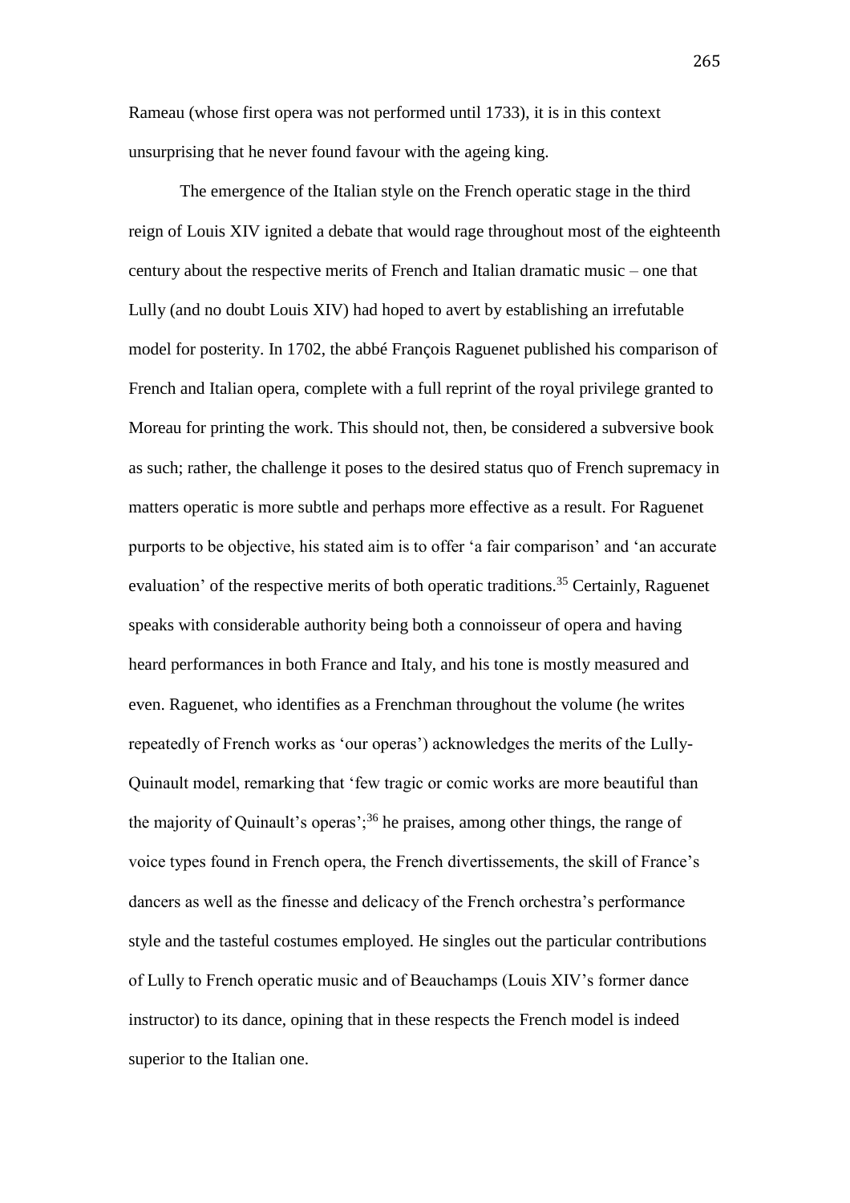Rameau (whose first opera was not performed until 1733), it is in this context unsurprising that he never found favour with the ageing king.

The emergence of the Italian style on the French operatic stage in the third reign of Louis XIV ignited a debate that would rage throughout most of the eighteenth century about the respective merits of French and Italian dramatic music – one that Lully (and no doubt Louis XIV) had hoped to avert by establishing an irrefutable model for posterity. In 1702, the abbé François Raguenet published his comparison of French and Italian opera, complete with a full reprint of the royal privilege granted to Moreau for printing the work. This should not, then, be considered a subversive book as such; rather, the challenge it poses to the desired status quo of French supremacy in matters operatic is more subtle and perhaps more effective as a result. For Raguenet purports to be objective, his stated aim is to offer 'a fair comparison' and 'an accurate evaluation' of the respective merits of both operatic traditions.[35] Certainly, Raguenet speaks with considerable authority being both a connoisseur of opera and having heard performances in both France and Italy, and his tone is mostly measured and even. Raguenet, who identifies as a Frenchman throughout the volume (he writes repeatedly of French works as 'our operas') acknowledges the merits of the Lully-Quinault model, remarking that 'few tragic or comic works are more beautiful than the majority of Quinault's operas';[36] he praises, among other things, the range of voice types found in French opera, the French divertissements, the skill of France's dancers as well as the finesse and delicacy of the French orchestra's performance style and the tasteful costumes employed. He singles out the particular contributions of Lully to French operatic music and of Beauchamps (Louis XIV's former dance instructor) to its dance, opining that in these respects the French model is indeed superior to the Italian one.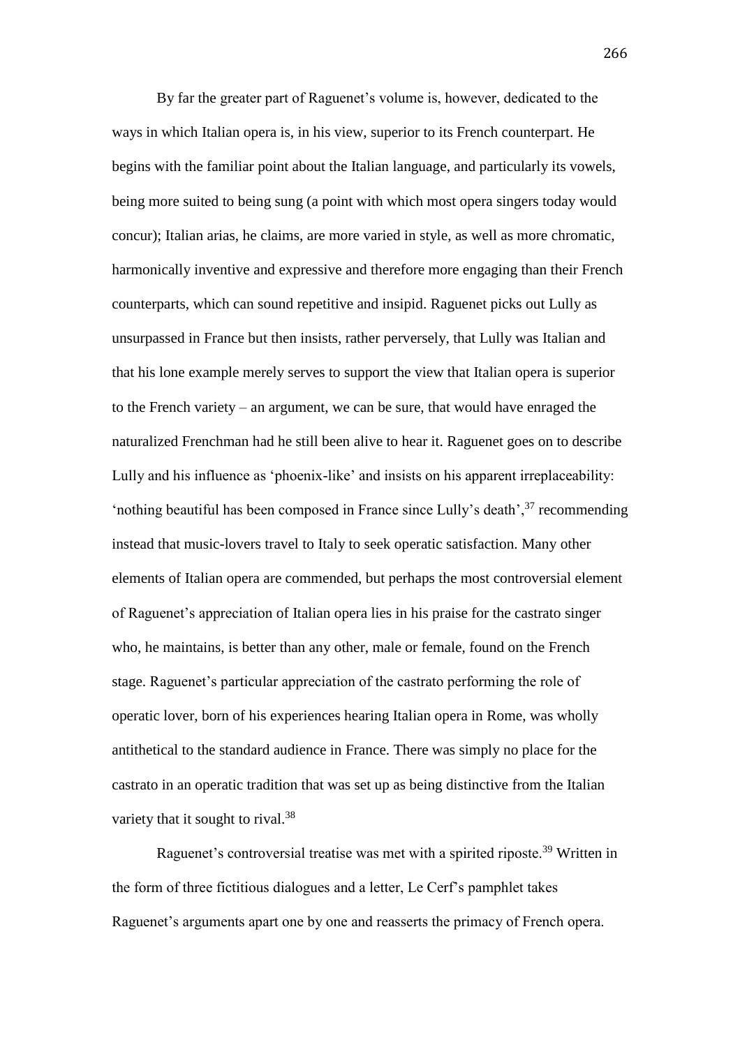By far the greater part of Raguenet's volume is, however, dedicated to the ways in which Italian opera is, in his view, superior to its French counterpart. He begins with the familiar point about the Italian language, and particularly its vowels, being more suited to being sung (a point with which most opera singers today would concur); Italian arias, he claims, are more varied in style, as well as more chromatic, harmonically inventive and expressive and therefore more engaging than their French counterparts, which can sound repetitive and insipid. Raguenet picks out Lully as unsurpassed in France but then insists, rather perversely, that Lully was Italian and that his lone example merely serves to support the view that Italian opera is superior to the French variety – an argument, we can be sure, that would have enraged the naturalized Frenchman had he still been alive to hear it. Raguenet goes on to describe Lully and his influence as 'phoenix-like' and insists on his apparent irreplaceability: 'nothing beautiful has been composed in France since Lully's death',[37] recommending instead that music-lovers travel to Italy to seek operatic satisfaction. Many other elements of Italian opera are commended, but perhaps the most controversial element of Raguenet's appreciation of Italian opera lies in his praise for the castrato singer who, he maintains, is better than any other, male or female, found on the French stage. Raguenet's particular appreciation of the castrato performing the role of operatic lover, born of his experiences hearing Italian opera in Rome, was wholly antithetical to the standard audience in France. There was simply no place for the castrato in an operatic tradition that was set up as being distinctive from the Italian variety that it sought to rival.[38]

Raguenet's controversial treatise was met with a spirited riposte.[39] Written in the form of three fictitious dialogues and a letter, Le Cerf's pamphlet takes Raguenet's arguments apart one by one and reasserts the primacy of French opera.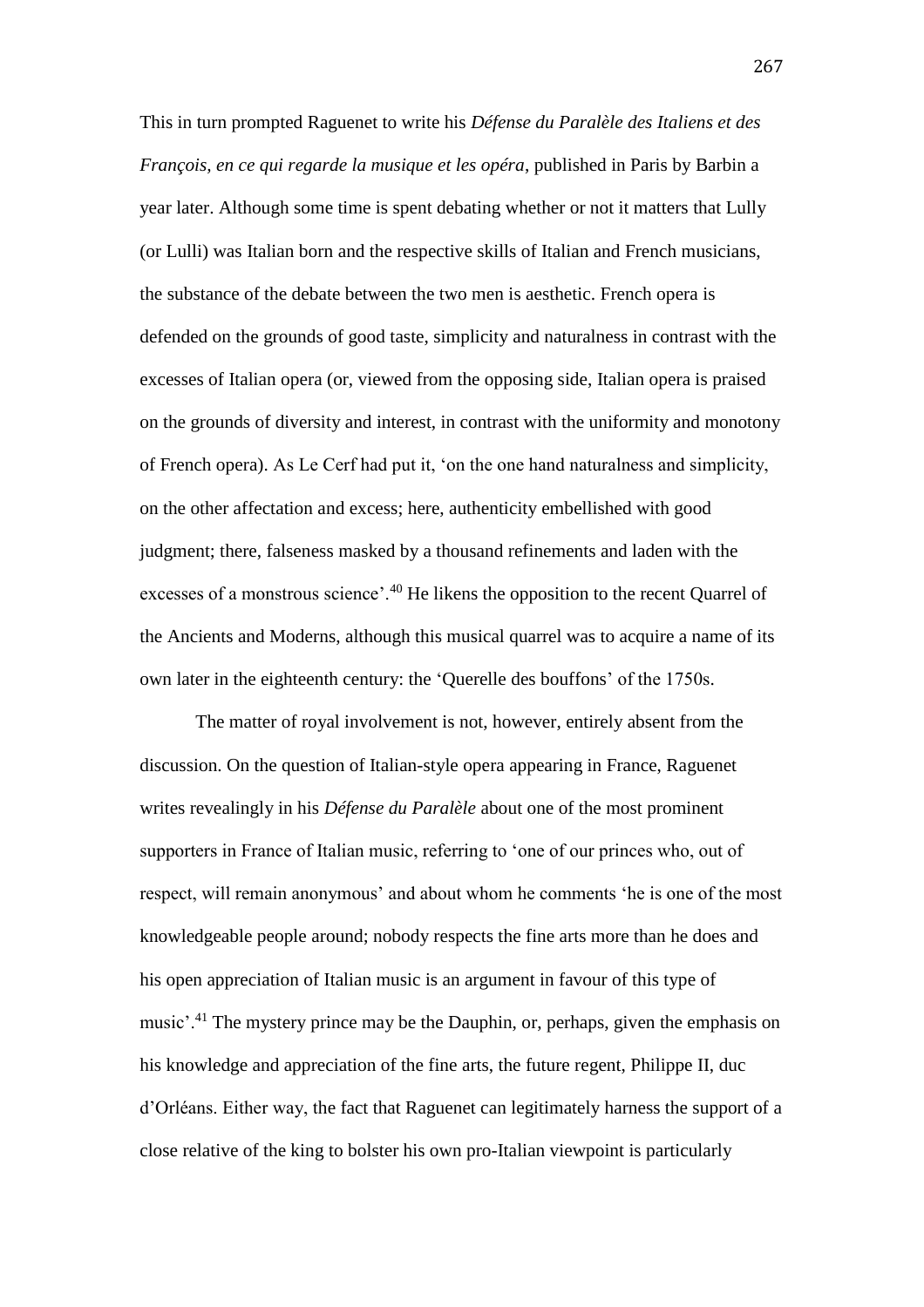This in turn prompted Raguenet to write his *Défense du Paralèle des Italiens et des François, en ce qui regarde la musique et les opéra*, published in Paris by Barbin a year later. Although some time is spent debating whether or not it matters that Lully (or Lulli) was Italian born and the respective skills of Italian and French musicians, the substance of the debate between the two men is aesthetic. French opera is defended on the grounds of good taste, simplicity and naturalness in contrast with the excesses of Italian opera (or, viewed from the opposing side, Italian opera is praised on the grounds of diversity and interest, in contrast with the uniformity and monotony of French opera). As Le Cerf had put it, 'on the one hand naturalness and simplicity, on the other affectation and excess; here, authenticity embellished with good judgment; there, falseness masked by a thousand refinements and laden with the excesses of a monstrous science'.[40] He likens the opposition to the recent Quarrel of the Ancients and Moderns, although this musical quarrel was to acquire a name of its own later in the eighteenth century: the 'Querelle des bouffons' of the 1750s.

The matter of royal involvement is not, however, entirely absent from the discussion. On the question of Italian-style opera appearing in France, Raguenet writes revealingly in his *Défense du Paralèle* about one of the most prominent supporters in France of Italian music, referring to 'one of our princes who, out of respect, will remain anonymous' and about whom he comments 'he is one of the most knowledgeable people around; nobody respects the fine arts more than he does and his open appreciation of Italian music is an argument in favour of this type of music'.[41] The mystery prince may be the Dauphin, or, perhaps, given the emphasis on his knowledge and appreciation of the fine arts, the future regent, Philippe II, duc d'Orléans. Either way, the fact that Raguenet can legitimately harness the support of a close relative of the king to bolster his own pro-Italian viewpoint is particularly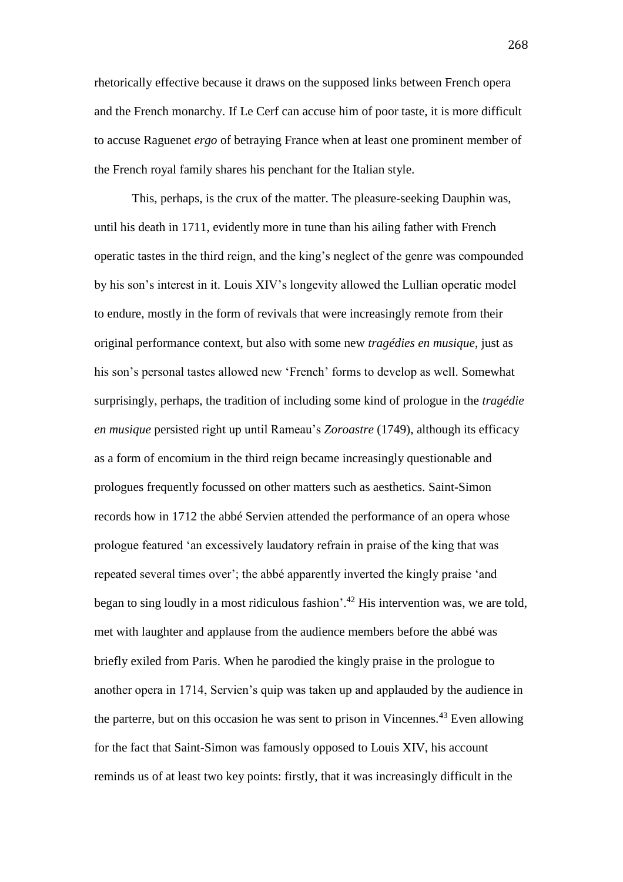rhetorically effective because it draws on the supposed links between French opera and the French monarchy. If Le Cerf can accuse him of poor taste, it is more difficult to accuse Raguenet *ergo* of betraying France when at least one prominent member of the French royal family shares his penchant for the Italian style.

This, perhaps, is the crux of the matter. The pleasure-seeking Dauphin was, until his death in 1711, evidently more in tune than his ailing father with French operatic tastes in the third reign, and the king's neglect of the genre was compounded by his son's interest in it. Louis XIV's longevity allowed the Lullian operatic model to endure, mostly in the form of revivals that were increasingly remote from their original performance context, but also with some new *tragédies en musique*, just as his son's personal tastes allowed new 'French' forms to develop as well. Somewhat surprisingly, perhaps, the tradition of including some kind of prologue in the *tragédie en musique* persisted right up until Rameau's *Zoroastre* (1749), although its efficacy as a form of encomium in the third reign became increasingly questionable and prologues frequently focussed on other matters such as aesthetics. Saint-Simon records how in 1712 the abbé Servien attended the performance of an opera whose prologue featured 'an excessively laudatory refrain in praise of the king that was repeated several times over'; the abbé apparently inverted the kingly praise 'and began to sing loudly in a most ridiculous fashion'.[42] His intervention was, we are told, met with laughter and applause from the audience members before the abbé was briefly exiled from Paris. When he parodied the kingly praise in the prologue to another opera in 1714, Servien's quip was taken up and applauded by the audience in the parterre, but on this occasion he was sent to prison in Vincennes.[43] Even allowing for the fact that Saint-Simon was famously opposed to Louis XIV, his account reminds us of at least two key points: firstly, that it was increasingly difficult in the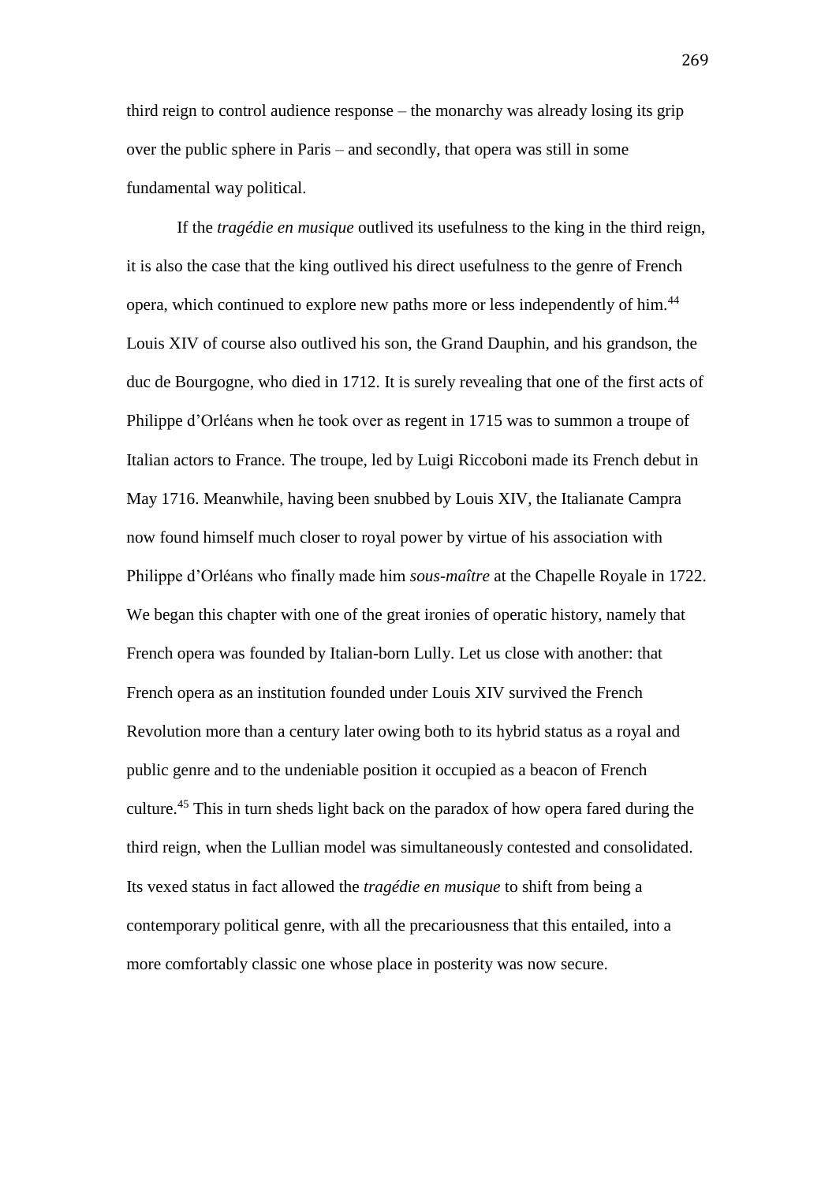third reign to control audience response – the monarchy was already losing its grip over the public sphere in Paris – and secondly, that opera was still in some fundamental way political.

If the *tragédie en musique* outlived its usefulness to the king in the third reign, it is also the case that the king outlived his direct usefulness to the genre of French opera, which continued to explore new paths more or less independently of him.[44] Louis XIV of course also outlived his son, the Grand Dauphin, and his grandson, the duc de Bourgogne, who died in 1712. It is surely revealing that one of the first acts of Philippe d'Orléans when he took over as regent in 1715 was to summon a troupe of Italian actors to France. The troupe, led by Luigi Riccoboni made its French debut in May 1716. Meanwhile, having been snubbed by Louis XIV, the Italianate Campra now found himself much closer to royal power by virtue of his association with Philippe d'Orléans who finally made him *sous-maître* at the Chapelle Royale in 1722. We began this chapter with one of the great ironies of operatic history, namely that French opera was founded by Italian-born Lully. Let us close with another: that French opera as an institution founded under Louis XIV survived the French Revolution more than a century later owing both to its hybrid status as a royal and public genre and to the undeniable position it occupied as a beacon of French culture.[45] This in turn sheds light back on the paradox of how opera fared during the third reign, when the Lullian model was simultaneously contested and consolidated. Its vexed status in fact allowed the *tragédie en musique* to shift from being a contemporary political genre, with all the precariousness that this entailed, into a more comfortably classic one whose place in posterity was now secure.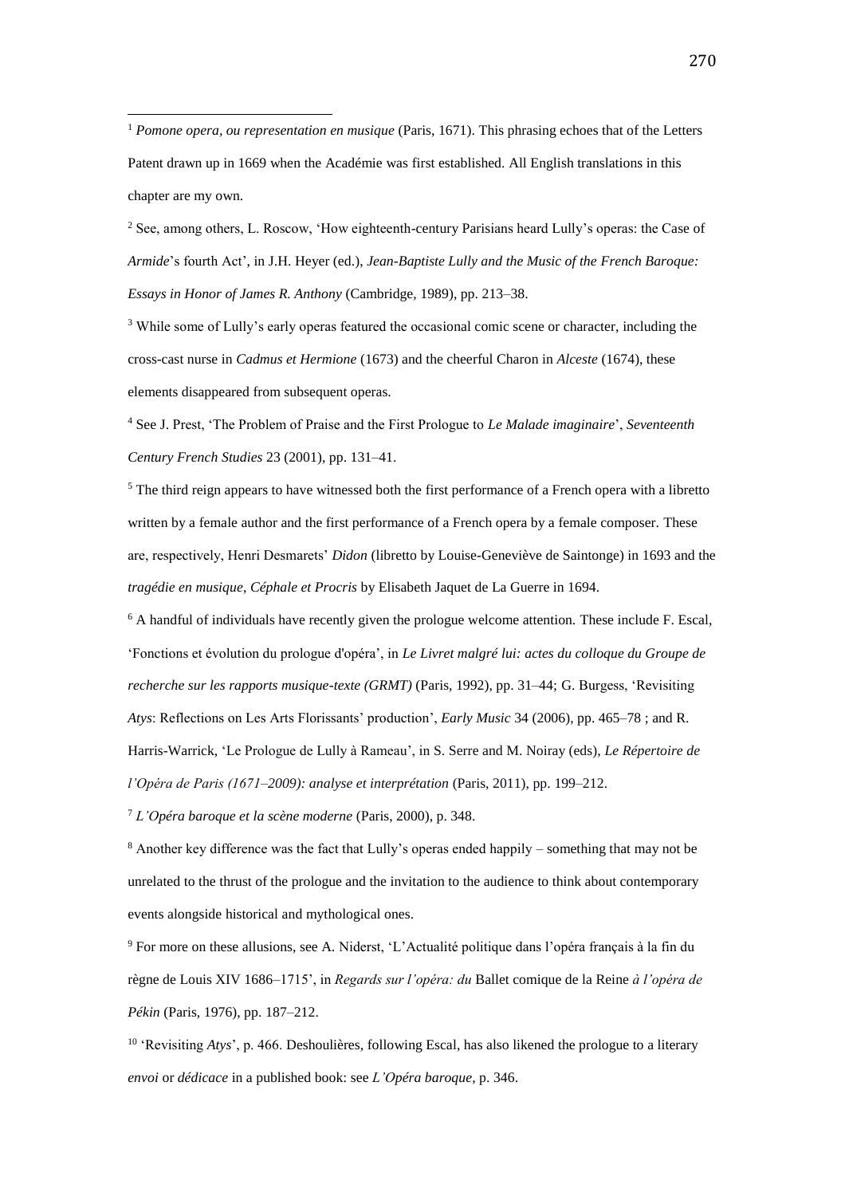[1] *Pomone opera, ou representation en musique* (Paris, 1671). This phrasing echoes that of the Letters Patent drawn up in 1669 when the Académie was first established. All English translations in this chapter are my own.

[2] See, among others, L. Roscow, 'How eighteenth-century Parisians heard Lully's operas: the Case of *Armide*'s fourth Act', in J.H. Heyer (ed.), *Jean-Baptiste Lully and the Music of the French Baroque: Essays in Honor of James R. Anthony* (Cambridge, 1989), pp. 213–38.

[3] While some of Lully's early operas featured the occasional comic scene or character, including the cross-cast nurse in *Cadmus et Hermione* (1673) and the cheerful Charon in *Alceste* (1674), these elements disappeared from subsequent operas.

[4] See J. Prest, 'The Problem of Praise and the First Prologue to *Le Malade imaginaire*', *Seventeenth Century French Studies* 23 (2001), pp. 131–41.

[5] The third reign appears to have witnessed both the first performance of a French opera with a libretto written by a female author and the first performance of a French opera by a female composer. These are, respectively, Henri Desmarets' *Didon* (libretto by Louise-Geneviève de Saintonge) in 1693 and the *tragédie en musique*, *Céphale et Procris* by Elisabeth Jaquet de La Guerre in 1694.

[6] A handful of individuals have recently given the prologue welcome attention. These include F. Escal, 'Fonctions et évolution du prologue d'opéra', in *Le Livret malgré lui: actes du colloque du Groupe de recherche sur les rapports musique-texte (GRMT)* (Paris, 1992), pp. 31–44; G. Burgess, 'Revisiting *Atys*: Reflections on Les Arts Florissants' production', *Early Music* 34 (2006), pp. 465–78 ; and R. Harris-Warrick, 'Le Prologue de Lully à Rameau', in S. Serre and M. Noiray (eds), *Le Répertoire de l'Opéra de Paris (1671–2009): analyse et interprétation* (Paris, 2011), pp. 199–212.

[7] *L'Opéra baroque et la scène moderne* (Paris, 2000), p. 348.

[8] Another key difference was the fact that Lully's operas ended happily – something that may not be unrelated to the thrust of the prologue and the invitation to the audience to think about contemporary events alongside historical and mythological ones.

[9] For more on these allusions, see A. Niderst, 'L'Actualité politique dans l'opéra français à la fin du règne de Louis XIV 1686–1715', in *Regards sur l'opéra: du* Ballet comique de la Reine *à l'opéra de Pékin* (Paris, 1976), pp. 187–212.

[10] 'Revisiting *Atys*', p. 466. Deshoulières, following Escal, has also likened the prologue to a literary *envoi* or *dédicace* in a published book: see *L'Opéra baroque*, p. 346.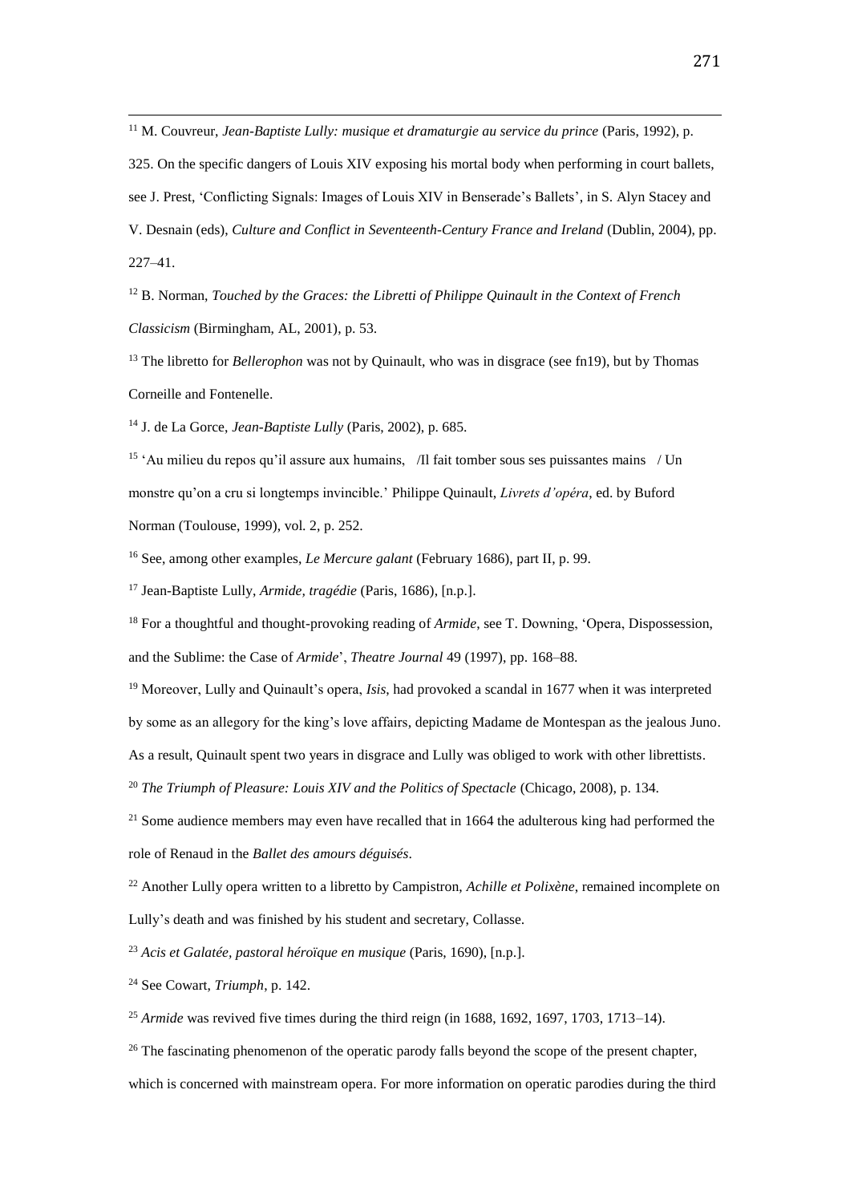[11] M. Couvreur, *Jean-Baptiste Lully: musique et dramaturgie au service du prince* (Paris, 1992), p. 325. On the specific dangers of Louis XIV exposing his mortal body when performing in court ballets, see J. Prest, 'Conflicting Signals: Images of Louis XIV in Benserade's Ballets', in S. Alyn Stacey and V. Desnain (eds), *Culture and Conflict in Seventeenth-Century France and Ireland* (Dublin, 2004), pp. 227–41.

[12] B. Norman, *Touched by the Graces: the Libretti of Philippe Quinault in the Context of French Classicism* (Birmingham, AL, 2001), p. 53.

[13] The libretto for *Bellerophon* was not by Quinault, who was in disgrace (see fn19), but by Thomas Corneille and Fontenelle.

[14] J. de La Gorce, *Jean-Baptiste Lully* (Paris, 2002), p. 685.

[15] 'Au milieu du repos qu'il assure aux humains, /Il fait tomber sous ses puissantes mains / Un monstre qu'on a cru si longtemps invincible.' Philippe Quinault, *Livrets d'opéra*, ed. by Buford Norman (Toulouse, 1999), vol. 2, p. 252.

[16] See, among other examples, *Le Mercure galant* (February 1686), part II, p. 99.

[17] Jean-Baptiste Lully, *Armide, tragédie* (Paris, 1686), [n.p.].

[18] For a thoughtful and thought-provoking reading of *Armide*, see T. Downing, 'Opera, Dispossession, and the Sublime: the Case of *Armide*', *Theatre Journal* 49 (1997), pp. 168–88.

[19] Moreover, Lully and Quinault's opera, *Isis*, had provoked a scandal in 1677 when it was interpreted by some as an allegory for the king's love affairs, depicting Madame de Montespan as the jealous Juno. As a result, Quinault spent two years in disgrace and Lully was obliged to work with other librettists.

[20] *The Triumph of Pleasure: Louis XIV and the Politics of Spectacle* (Chicago, 2008), p. 134.

[21] Some audience members may even have recalled that in 1664 the adulterous king had performed the role of Renaud in the *Ballet des amours déguisés*.

[22] Another Lully opera written to a libretto by Campistron, *Achille et Polixène*, remained incomplete on Lully's death and was finished by his student and secretary, Collasse.

[23] *Acis et Galatée, pastoral héroïque en musique* (Paris, 1690), [n.p.].

[24] See Cowart, *Triumph*, p. 142.

[25] *Armide* was revived five times during the third reign (in 1688, 1692, 1697, 1703, 1713–14).

[26] The fascinating phenomenon of the operatic parody falls beyond the scope of the present chapter, which is concerned with mainstream opera. For more information on operatic parodies during the third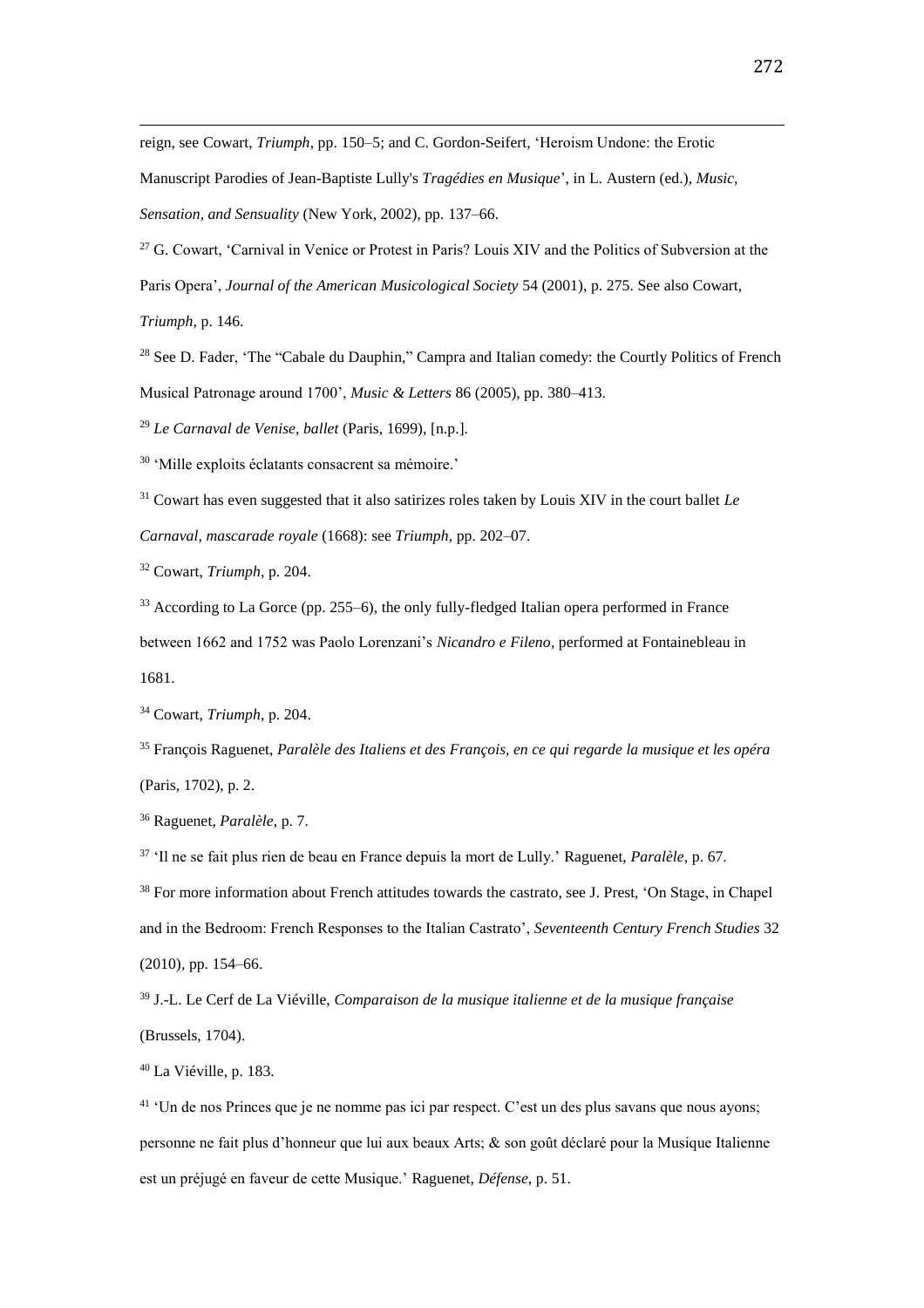reign, see Cowart, *Triumph*, pp. 150–5; and C. Gordon-Seifert, 'Heroism Undone: the Erotic Manuscript Parodies of Jean-Baptiste Lully's *Tragédies en Musique*', in L. Austern (ed.), *Music, Sensation, and Sensuality* (New York, 2002), pp. 137–66.

[27] G. Cowart, 'Carnival in Venice or Protest in Paris? Louis XIV and the Politics of Subversion at the Paris Opera', *Journal of the American Musicological Society* 54 (2001), p. 275. See also Cowart, *Triumph*, p. 146.

[28] See D. Fader, 'The "Cabale du Dauphin," Campra and Italian comedy: the Courtly Politics of French Musical Patronage around 1700', *Music & Letters* 86 (2005), pp. 380–413.

[29] *Le Carnaval de Venise, ballet* (Paris, 1699), [n.p.].

[30] 'Mille exploits éclatants consacrent sa mémoire.'

[31] Cowart has even suggested that it also satirizes roles taken by Louis XIV in the court ballet *Le Carnaval, mascarade royale* (1668): see *Triumph*, pp. 202–07.

[32] Cowart, *Triumph*, p. 204.

[33] According to La Gorce (pp. 255–6), the only fully-fledged Italian opera performed in France between 1662 and 1752 was Paolo Lorenzani's *Nicandro e Fileno*, performed at Fontainebleau in 1681.

[34] Cowart, *Triumph*, p. 204.

[35] François Raguenet, *Paralèle des Italiens et des François, en ce qui regarde la musique et les opéra* (Paris, 1702), p. 2.

[36] Raguenet, *Paralèle*, p. 7.

[37] 'Il ne se fait plus rien de beau en France depuis la mort de Lully.' Raguenet, *Paralèle*, p. 67.

[38] For more information about French attitudes towards the castrato, see J. Prest, 'On Stage, in Chapel and in the Bedroom: French Responses to the Italian Castrato', *Seventeenth Century French Studies* 32 (2010), pp. 154–66.

[39] J.-L. Le Cerf de La Viéville, *Comparaison de la musique italienne et de la musique française* (Brussels, 1704).

[40] La Viéville, p. 183.

[41] 'Un de nos Princes que je ne nomme pas ici par respect. C'est un des plus savans que nous ayons; personne ne fait plus d'honneur que lui aux beaux Arts; & son goût déclaré pour la Musique Italienne est un préjugé en faveur de cette Musique.' Raguenet, *Défense*, p. 51.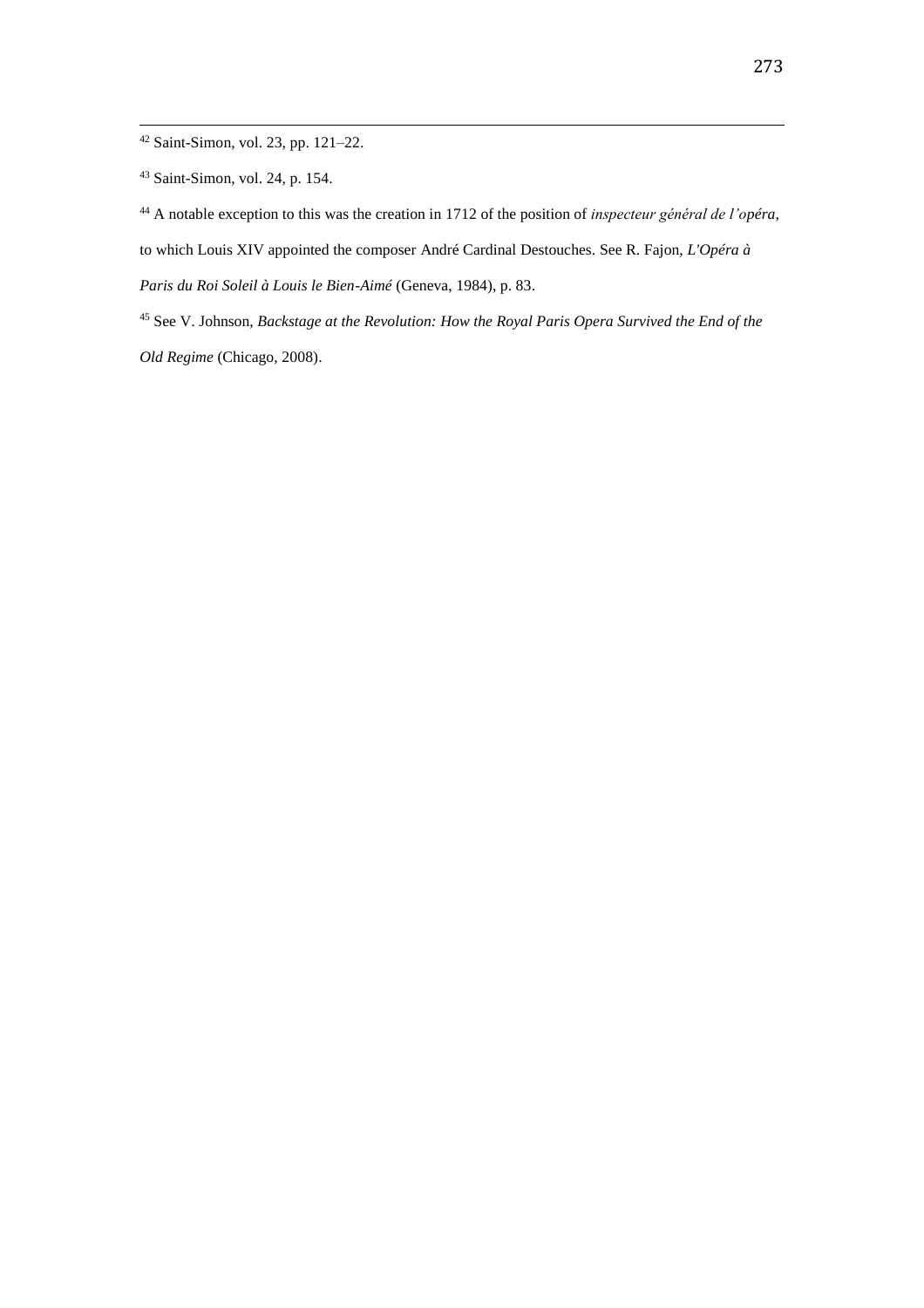[42] Saint-Simon, vol. 23, pp. 121–22.

[43] Saint-Simon, vol. 24, p. 154.

[44] A notable exception to this was the creation in 1712 of the position of *inspecteur général de l'opéra*, to which Louis XIV appointed the composer André Cardinal Destouches. See R. Fajon, *L'Opéra à Paris du Roi Soleil à Louis le Bien-Aimé* (Geneva, 1984), p. 83.

[45] See V. Johnson, *Backstage at the Revolution: How the Royal Paris Opera Survived the End of the Old Regime* (Chicago, 2008).